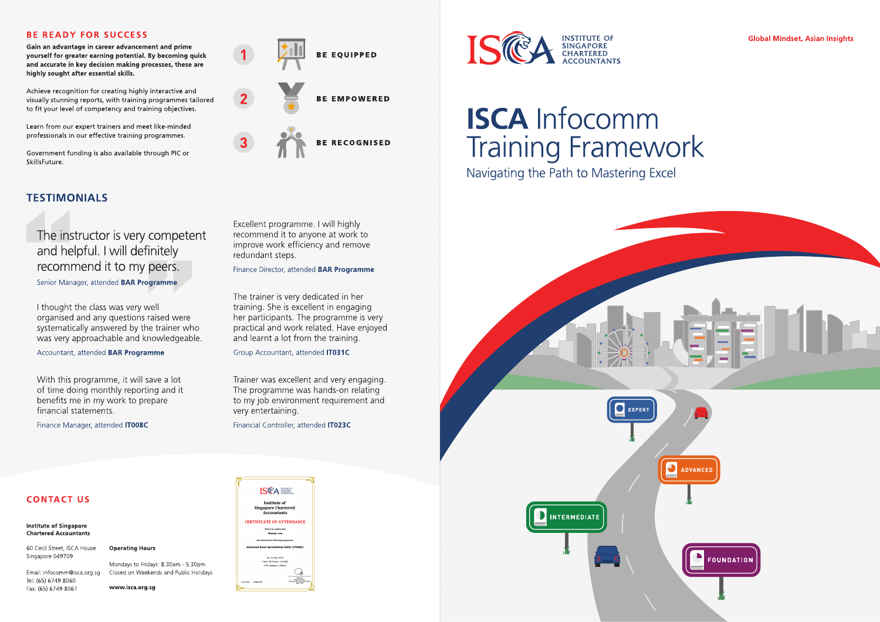# ISCA Infocomm Training Framework

## Navigating the Path to Mastering Excel

Global Mindset, Asian Insights

INSTITUTE OF SINGAPORE CHARTERED ACCOUNTANTS

EXPERT

ADVANCED

INTERMEDIATE

FOUNDATION

## BE READY FOR SUCCESS

**Gain an advantage in career advancement and prime yourself for greater earning potential. By becoming quick and accurate in key decision making processes, these are highly sought after essential skills.**

Achieve recognition for creating highly interactive and visually stunning reports, with training programmes tailored to fit your level of competency and training objectives.

Learn from our expert trainers and meet like-minded professionals in our effective training programmes.

Government funding is also available through PIC or SkillsFuture.

1. **BE EQUIPPED**
2. **BE EMPOWERED**
3. **BE RECOGNISED**

## TESTIMONIALS

"The instructor is very competent and helpful. I will definitely recommend it to my peers."

Senior Manager, attended **BAR Programme**

I thought the class was very well organised and any questions raised were systematically answered by the trainer who was very approachable and knowledgeable.

Accountant, attended **BAR Programme**

With this programme, it will save a lot of time doing monthly reporting and it benefits me in my work to prepare financial statements.

Finance Manager, attended **IT008C**

Excellent programme. I will highly recommend it to anyone at work to improve work efficiency and remove redundant steps.

Finance Director, attended **BAR Programme**

The trainer is very dedicated in her training. She is excellent in engaging her participants. The programme is very practical and work related. Have enjoyed and learnt a lot from the training.

Group Accountant, attended **IT031C**

Trainer was excellent and very engaging. The programme was hands-on relating to my job environment requirement and very entertaining.

Financial Controller, attended **IT023C**

## CONTACT US

**Institute of Singapore Chartered Accountants**

60 Cecil Street, ISCA House
Singapore 049709

Email: infocomm@isca.org.sg
Tel: (65) 6749 8060
Fax: (65) 6749 8061

**Operating Hours**

Mondays to Fridays: 8.30am - 5.30pm
Closed on Weekends and Public Holidays

**www.isca.org.sg**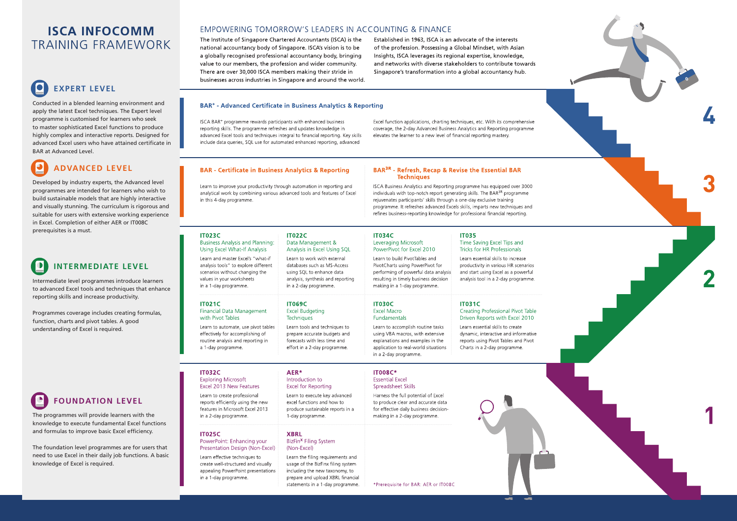# ISCA INFOCOMM TRAINING FRAMEWORK

## EXPERT LEVEL

Conducted in a blended learning environment and apply the latest Excel techniques. The Expert level programme is customised for learners who seek to master sophisticated Excel functions to produce highly complex and interactive reports. Designed for advanced Excel users who have attained certificate in BAR at Advanced Level.

## ADVANCED LEVEL

Developed by industry experts, the Advanced level programmes are intended for learners who wish to build sustainable models that are highly interactive and visually stunning. The curriculum is rigorous and suitable for users with extensive working experience in Excel. Completion of either AER or IT008C prerequisites is a must.

## INTERMEDIATE LEVEL

Intermediate level programmes introduce learners to advanced Excel tools and techniques that enhance reporting skills and increase productivity.

Programmes coverage includes creating formulas, function, charts and pivot tables. A good understanding of Excel is required.

## FOUNDATION LEVEL

The programmes will provide learners with the knowledge to execute fundamental Excel functions and formulas to improve basic Excel efficiency.

The foundation level programmes are for users that need to use Excel in their daily job functions. A basic knowledge of Excel is required.

## EMPOWERING TOMORROW'S LEADERS IN ACCOUNTING & FINANCE

The Institute of Singapore Chartered Accountants (ISCA) is the national accountancy body of Singapore. ISCA's vision is to be a globally recognised professional accountancy body, bringing value to our members, the profession and wider community. There are over 30,000 ISCA members making their stride in businesses across industries in Singapore and around the world.

Established in 1963, ISCA is an advocate of the interests of the profession. Possessing a Global Mindset, with Asian Insights, ISCA leverages its regional expertise, knowledge, and networks with diverse stakeholders to contribute towards Singapore's transformation into a global accountancy hub.

## 4

### BAR⁺ - Advanced Certificate in Business Analytics & Reporting

ISCA BAR⁺ programme rewards participants with enhanced business reporting skills. The programme refreshes and updates knowledge in advanced Excel tools and techniques integral to financial reporting. Key skills include data queries, SQL use for automated enhanced reporting, advanced Excel function applications, charting techniques, etc. With its comprehensive coverage, the 2-day Advanced Business Analytics and Reporting programme elevates the learner to a new level of financial reporting mastery.

## 3

### BAR - Certificate in Business Analytics & Reporting

Learn to improve your productivity through automation in reporting and analytical work by combining various advanced tools and features of Excel in this 4-day programme.

### BAR$^{3R}$ - Refresh, Recap & Revise the Essential BAR Techniques

ISCA Business Analytics and Reporting programme has equipped over 3000 individuals with top-notch report generating skills. The BAR$^{3R}$ programme rejuvenates participants' skills through a one-day exclusive training programme. It refreshes advanced Excels skills, imparts new techniques and refines business-reporting knowledge for professional financial reporting.

## 2

### IT023C
**Business Analysis and Planning: Using Excel What-If Analysis**

Learn and master Excel's "what-if analysis tools" to explore different scenarios without changing the values in your worksheets in a 1-day programme.

### IT022C
**Data Management & Analysis in Excel Using SQL**

Learn to work with external databases such as MS-Access using SQL to enhance data analysis, synthesis and reporting in a 2-day programme.

### IT034C
**Leveraging Microsoft PowerPivot for Excel 2010**

Learn to build PivotTables and PivotCharts using PowerPivot for performing of powerful data analysis resulting in timely business decision making in a 1-day programme.

### IT035
**Time Saving Excel Tips and Tricks for HR Professionals**

Learn essential skills to increase productivity in various HR scenarios and start using Excel as a powerful analysis tool in a 2-day programme.

### IT021C
**Financial Data Management with Pivot Tables**

Learn to automate, use pivot tables effectively for accomplishing of routine analysis and reporting in a 1-day programme.

### IT069C
**Excel Budgeting Techniques**

Learn tools and techniques to prepare accurate budgets and forecasts with less time and effort in a 2-day programme.

### IT030C
**Excel Macro Fundamentals**

Learn to accomplish routine tasks using VBA macros, with extensive explanations and examples in the application to real-world situations in a 2-day programme.

### IT031C
**Creating Professional Pivot Table Driven Reports with Excel 2010**

Learn essential skills to create dynamic, interactive and informative reports using Pivot Tables and Pivot Charts in a 2-day programme.

## 1

### IT032C
**Exploring Microsoft Excel 2013 New Features**

Learn to create professional reports efficiently using the new features in Microsoft Excel 2013 in a 2-day programme.

### AER*
**Introduction to Excel for Reporting**

Learn to execute key advanced excel functions and how to produce sustainable reports in a 1-day programme.

### IT008C*
**Essential Excel Spreadsheet Skills**

Harness the full potential of Excel to produce clear and accurate data for effective daily business decision-making in a 2-day programme.

### IT025C
**PowerPoint: Enhancing your Presentation Design (Non-Excel)**

Learn effective techniques to create well-structured and visually appealing PowerPoint presentations in a 1-day programme.

### XBRL
**BizFin$^{X}$ Filing System (Non-Excel)**

Learn the filing requirements and usage of the BizFinx filing system including the new taxonomy, to prepare and upload XBRL financial statements in a 1-day programme.

*Prerequisite for BAR: AER or IT008C